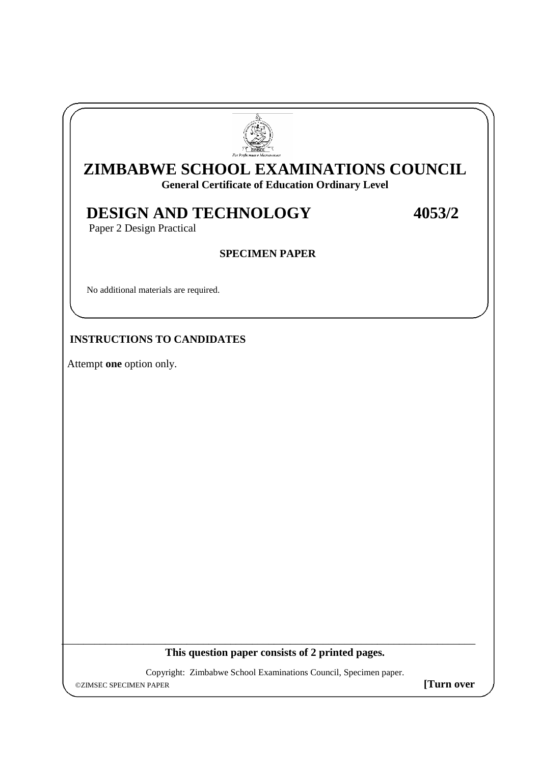# ZIMBABWE SCHOOL EXAMINATIONS COUNCIL

**General Certificate of Education Ordinary Level**

## DESIGN AND TECHNOLOGY 4053/2

Paper 2 Design Practical

**SPECIMEN PAPER**

No additional materials are required.

**INSTRUCTIONS TO CANDIDATES**

Attempt **one** option only.

---

**This question paper consists of 2 printed pages.**

Copyright: Zimbabwe School Examinations Council, Specimen paper.

©ZIMSEC SPECIMEN PAPER **[Turn over**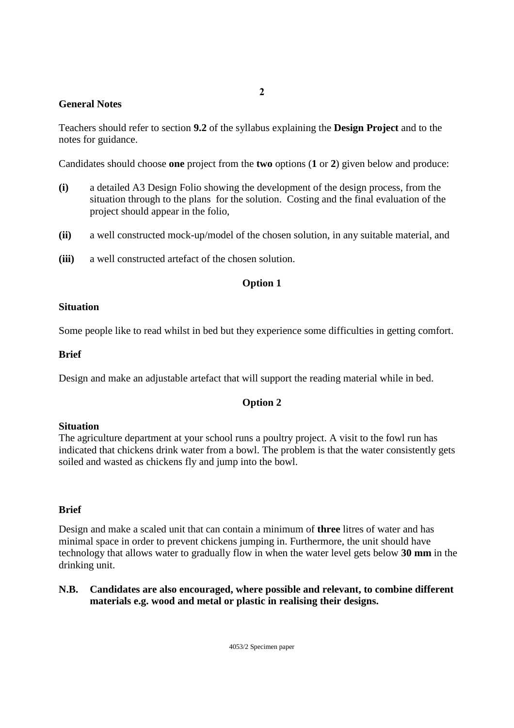## General Notes

Teachers should refer to section **9.2** of the syllabus explaining the **Design Project** and to the notes for guidance.

Candidates should choose **one** project from the **two** options (**1** or **2**) given below and produce:

**(i)** a detailed A3 Design Folio showing the development of the design process, from the situation through to the plans for the solution. Costing and the final evaluation of the project should appear in the folio,

**(ii)** a well constructed mock-up/model of the chosen solution, in any suitable material, and

**(iii)** a well constructed artefact of the chosen solution.

## Option 1

### Situation

Some people like to read whilst in bed but they experience some difficulties in getting comfort.

### Brief

Design and make an adjustable artefact that will support the reading material while in bed.

## Option 2

### Situation

The agriculture department at your school runs a poultry project. A visit to the fowl run has indicated that chickens drink water from a bowl. The problem is that the water consistently gets soiled and wasted as chickens fly and jump into the bowl.

### Brief

Design and make a scaled unit that can contain a minimum of **three** litres of water and has minimal space in order to prevent chickens jumping in. Furthermore, the unit should have technology that allows water to gradually flow in when the water level gets below **30 mm** in the drinking unit.

**N.B. Candidates are also encouraged, where possible and relevant, to combine different materials e.g. wood and metal or plastic in realising their designs.**